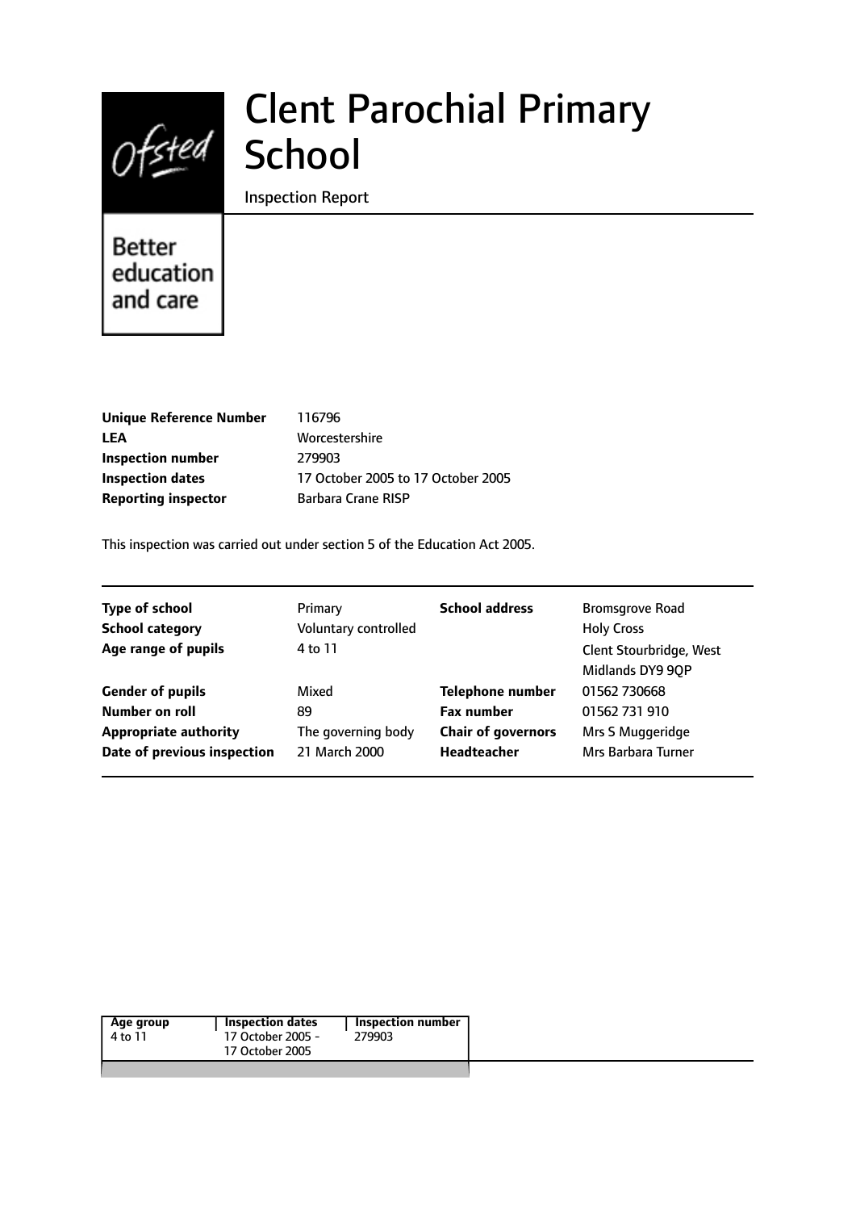# Clent Parochial Primary School

Inspection Report

Better education and care

| | |
|---|---|
| **Unique Reference Number** | 116796 |
| **LEA** | Worcestershire |
| **Inspection number** | 279903 |
| **Inspection dates** | 17 October 2005 to 17 October 2005 |
| **Reporting inspector** | Barbara Crane RISP |

This inspection was carried out under section 5 of the Education Act 2005.

| | | | |
|---|---|---|---|
| **Type of school** | Primary | **School address** | Bromsgrove Road |
| **School category** | Voluntary controlled | | Holy Cross |
| **Age range of pupils** | 4 to 11 | | Clent Stourbridge, West Midlands DY9 9QP |
| **Gender of pupils** | Mixed | **Telephone number** | 01562 730668 |
| **Number on roll** | 89 | **Fax number** | 01562 731 910 |
| **Appropriate authority** | The governing body | **Chair of governors** | Mrs S Muggeridge |
| **Date of previous inspection** | 21 March 2000 | **Headteacher** | Mrs Barbara Turner |

| Age group | Inspection dates | Inspection number |
|---|---|---|
| 4 to 11 | 17 October 2005 - 17 October 2005 | 279903 |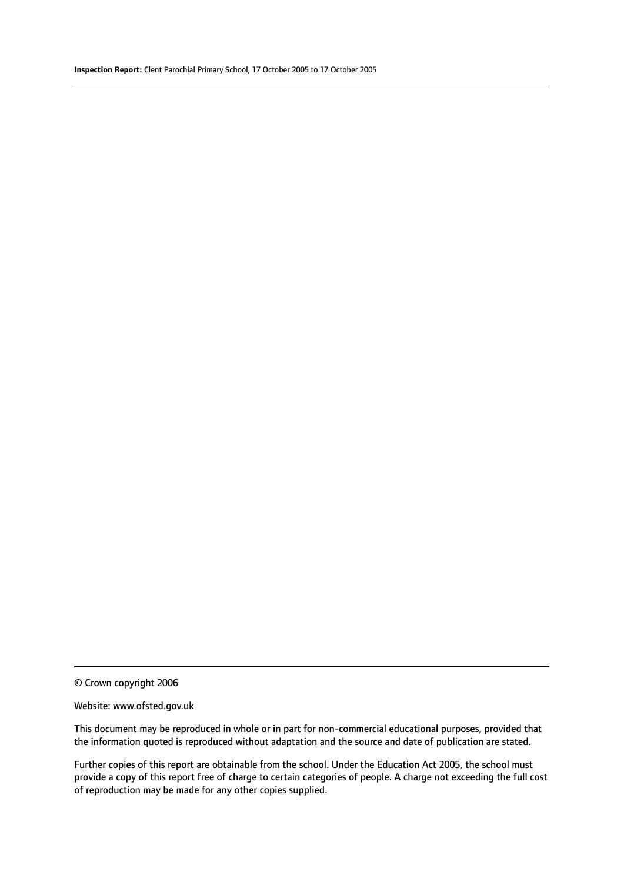© Crown copyright 2006

Website: www.ofsted.gov.uk

This document may be reproduced in whole or in part for non-commercial educational purposes, provided that the information quoted is reproduced without adaptation and the source and date of publication are stated.

Further copies of this report are obtainable from the school. Under the Education Act 2005, the school must provide a copy of this report free of charge to certain categories of people. A charge not exceeding the full cost of reproduction may be made for any other copies supplied.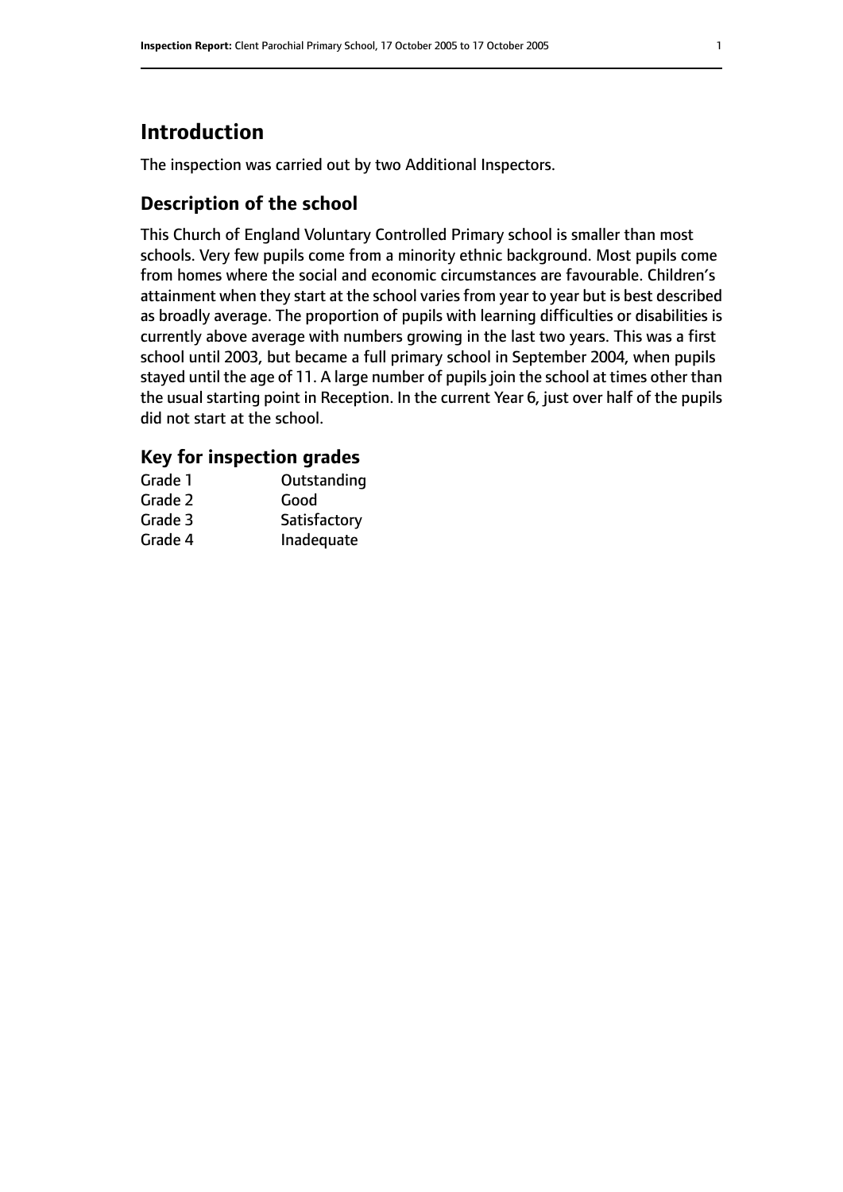# Introduction

The inspection was carried out by two Additional Inspectors.

## Description of the school

This Church of England Voluntary Controlled Primary school is smaller than most schools. Very few pupils come from a minority ethnic background. Most pupils come from homes where the social and economic circumstances are favourable. Children's attainment when they start at the school varies from year to year but is best described as broadly average. The proportion of pupils with learning difficulties or disabilities is currently above average with numbers growing in the last two years. This was a first school until 2003, but became a full primary school in September 2004, when pupils stayed until the age of 11. A large number of pupils join the school at times other than the usual starting point in Reception. In the current Year 6, just over half of the pupils did not start at the school.

## Key for inspection grades

| | |
|---|---|
| Grade 1 | Outstanding |
| Grade 2 | Good |
| Grade 3 | Satisfactory |
| Grade 4 | Inadequate |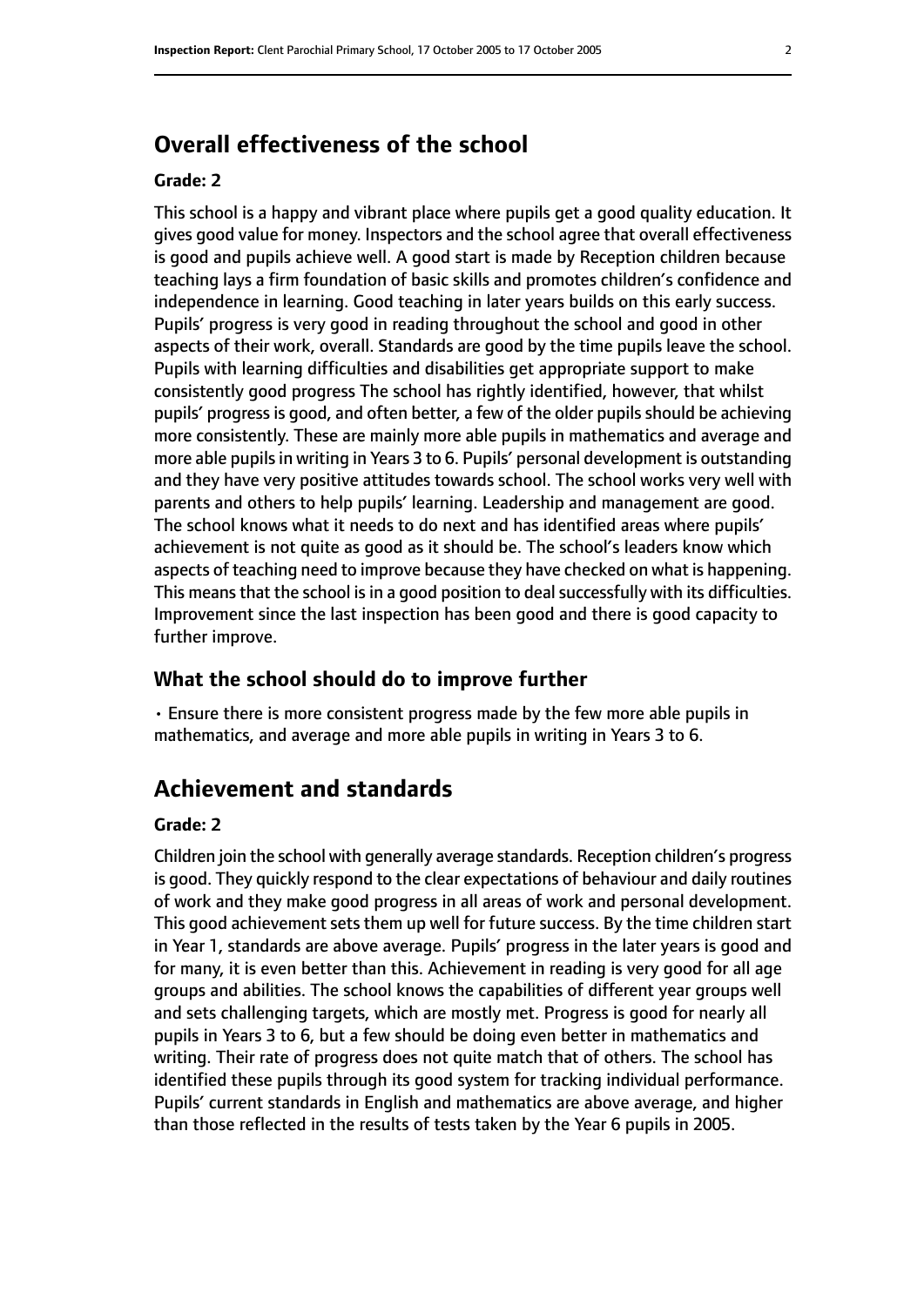## Overall effectiveness of the school

**Grade: 2**

This school is a happy and vibrant place where pupils get a good quality education. It gives good value for money. Inspectors and the school agree that overall effectiveness is good and pupils achieve well. A good start is made by Reception children because teaching lays a firm foundation of basic skills and promotes children's confidence and independence in learning. Good teaching in later years builds on this early success. Pupils' progress is very good in reading throughout the school and good in other aspects of their work, overall. Standards are good by the time pupils leave the school. Pupils with learning difficulties and disabilities get appropriate support to make consistently good progress The school has rightly identified, however, that whilst pupils' progress is good, and often better, a few of the older pupils should be achieving more consistently. These are mainly more able pupils in mathematics and average and more able pupils in writing in Years 3 to 6. Pupils' personal development is outstanding and they have very positive attitudes towards school. The school works very well with parents and others to help pupils' learning. Leadership and management are good. The school knows what it needs to do next and has identified areas where pupils' achievement is not quite as good as it should be. The school's leaders know which aspects of teaching need to improve because they have checked on what is happening. This means that the school is in a good position to deal successfully with its difficulties. Improvement since the last inspection has been good and there is good capacity to further improve.

### What the school should do to improve further

- Ensure there is more consistent progress made by the few more able pupils in mathematics, and average and more able pupils in writing in Years 3 to 6.

## Achievement and standards

**Grade: 2**

Children join the school with generally average standards. Reception children's progress is good. They quickly respond to the clear expectations of behaviour and daily routines of work and they make good progress in all areas of work and personal development. This good achievement sets them up well for future success. By the time children start in Year 1, standards are above average. Pupils' progress in the later years is good and for many, it is even better than this. Achievement in reading is very good for all age groups and abilities. The school knows the capabilities of different year groups well and sets challenging targets, which are mostly met. Progress is good for nearly all pupils in Years 3 to 6, but a few should be doing even better in mathematics and writing. Their rate of progress does not quite match that of others. The school has identified these pupils through its good system for tracking individual performance. Pupils' current standards in English and mathematics are above average, and higher than those reflected in the results of tests taken by the Year 6 pupils in 2005.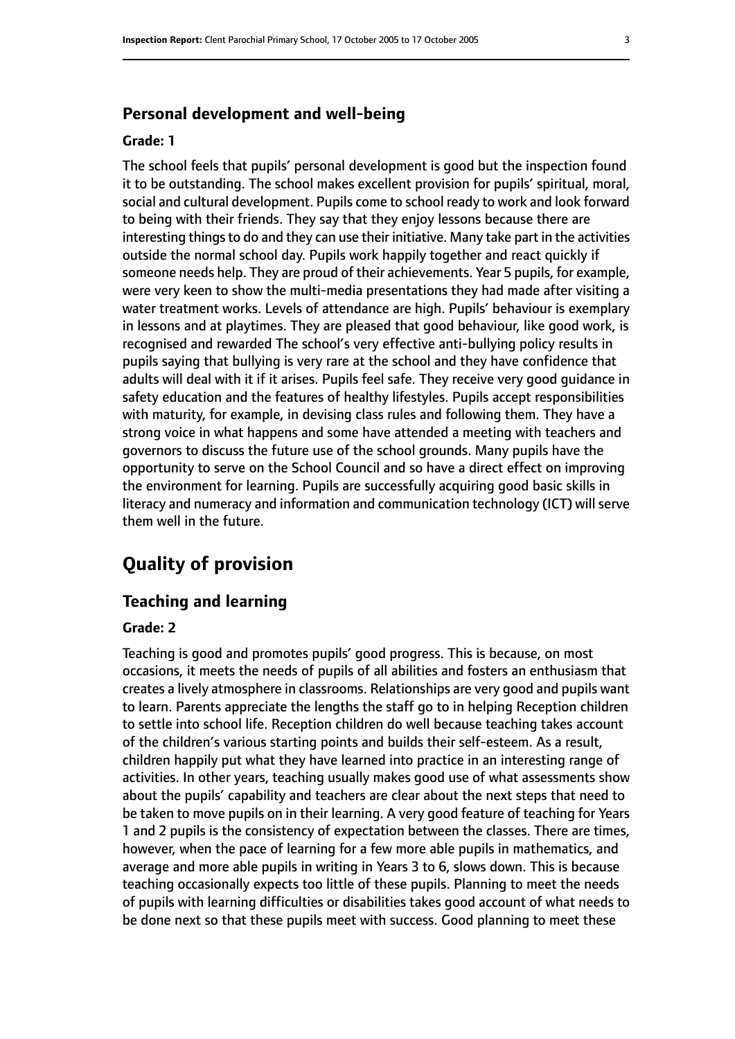### Personal development and well-being

#### Grade: 1

The school feels that pupils' personal development is good but the inspection found it to be outstanding. The school makes excellent provision for pupils' spiritual, moral, social and cultural development. Pupils come to school ready to work and look forward to being with their friends. They say that they enjoy lessons because there are interesting things to do and they can use their initiative. Many take part in the activities outside the normal school day. Pupils work happily together and react quickly if someone needs help. They are proud of their achievements. Year 5 pupils, for example, were very keen to show the multi-media presentations they had made after visiting a water treatment works. Levels of attendance are high. Pupils' behaviour is exemplary in lessons and at playtimes. They are pleased that good behaviour, like good work, is recognised and rewarded The school's very effective anti-bullying policy results in pupils saying that bullying is very rare at the school and they have confidence that adults will deal with it if it arises. Pupils feel safe. They receive very good guidance in safety education and the features of healthy lifestyles. Pupils accept responsibilities with maturity, for example, in devising class rules and following them. They have a strong voice in what happens and some have attended a meeting with teachers and governors to discuss the future use of the school grounds. Many pupils have the opportunity to serve on the School Council and so have a direct effect on improving the environment for learning. Pupils are successfully acquiring good basic skills in literacy and numeracy and information and communication technology (ICT) will serve them well in the future.

## Quality of provision

### Teaching and learning

#### Grade: 2

Teaching is good and promotes pupils' good progress. This is because, on most occasions, it meets the needs of pupils of all abilities and fosters an enthusiasm that creates a lively atmosphere in classrooms. Relationships are very good and pupils want to learn. Parents appreciate the lengths the staff go to in helping Reception children to settle into school life. Reception children do well because teaching takes account of the children's various starting points and builds their self-esteem. As a result, children happily put what they have learned into practice in an interesting range of activities. In other years, teaching usually makes good use of what assessments show about the pupils' capability and teachers are clear about the next steps that need to be taken to move pupils on in their learning. A very good feature of teaching for Years 1 and 2 pupils is the consistency of expectation between the classes. There are times, however, when the pace of learning for a few more able pupils in mathematics, and average and more able pupils in writing in Years 3 to 6, slows down. This is because teaching occasionally expects too little of these pupils. Planning to meet the needs of pupils with learning difficulties or disabilities takes good account of what needs to be done next so that these pupils meet with success. Good planning to meet these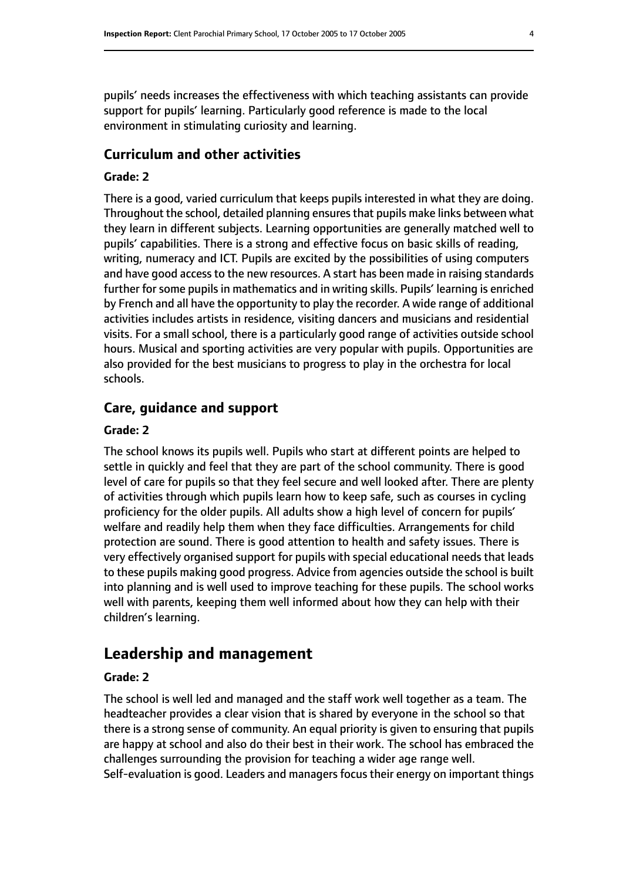pupils' needs increases the effectiveness with which teaching assistants can provide support for pupils' learning. Particularly good reference is made to the local environment in stimulating curiosity and learning.

### Curriculum and other activities

#### Grade: 2

There is a good, varied curriculum that keeps pupils interested in what they are doing. Throughout the school, detailed planning ensures that pupils make links between what they learn in different subjects. Learning opportunities are generally matched well to pupils' capabilities. There is a strong and effective focus on basic skills of reading, writing, numeracy and ICT. Pupils are excited by the possibilities of using computers and have good access to the new resources. A start has been made in raising standards further for some pupils in mathematics and in writing skills. Pupils' learning is enriched by French and all have the opportunity to play the recorder. A wide range of additional activities includes artists in residence, visiting dancers and musicians and residential visits. For a small school, there is a particularly good range of activities outside school hours. Musical and sporting activities are very popular with pupils. Opportunities are also provided for the best musicians to progress to play in the orchestra for local schools.

### Care, guidance and support

#### Grade: 2

The school knows its pupils well. Pupils who start at different points are helped to settle in quickly and feel that they are part of the school community. There is good level of care for pupils so that they feel secure and well looked after. There are plenty of activities through which pupils learn how to keep safe, such as courses in cycling proficiency for the older pupils. All adults show a high level of concern for pupils' welfare and readily help them when they face difficulties. Arrangements for child protection are sound. There is good attention to health and safety issues. There is very effectively organised support for pupils with special educational needs that leads to these pupils making good progress. Advice from agencies outside the school is built into planning and is well used to improve teaching for these pupils. The school works well with parents, keeping them well informed about how they can help with their children's learning.

## Leadership and management

#### Grade: 2

The school is well led and managed and the staff work well together as a team. The headteacher provides a clear vision that is shared by everyone in the school so that there is a strong sense of community. An equal priority is given to ensuring that pupils are happy at school and also do their best in their work. The school has embraced the challenges surrounding the provision for teaching a wider age range well. Self-evaluation is good. Leaders and managers focus their energy on important things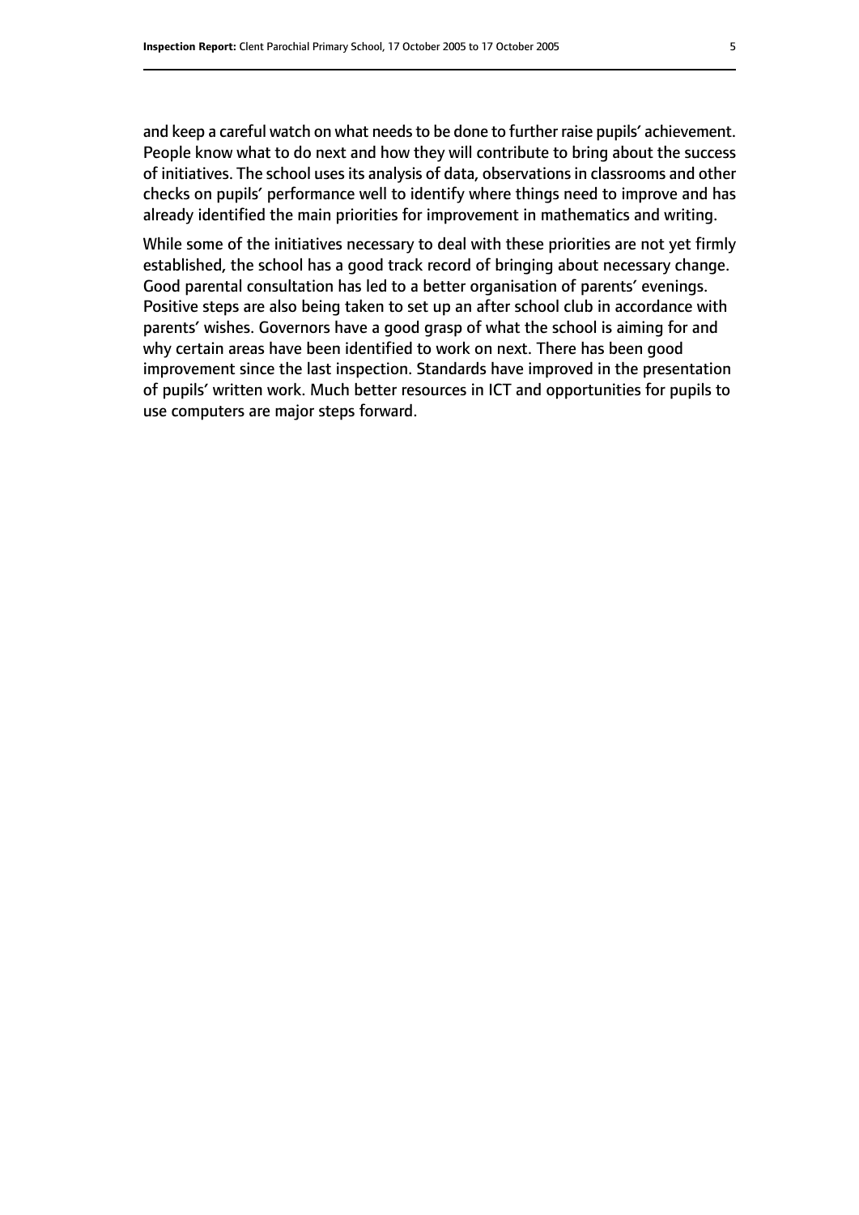and keep a careful watch on what needs to be done to further raise pupils' achievement. People know what to do next and how they will contribute to bring about the success of initiatives. The school uses its analysis of data, observations in classrooms and other checks on pupils' performance well to identify where things need to improve and has already identified the main priorities for improvement in mathematics and writing.

While some of the initiatives necessary to deal with these priorities are not yet firmly established, the school has a good track record of bringing about necessary change. Good parental consultation has led to a better organisation of parents' evenings. Positive steps are also being taken to set up an after school club in accordance with parents' wishes. Governors have a good grasp of what the school is aiming for and why certain areas have been identified to work on next. There has been good improvement since the last inspection. Standards have improved in the presentation of pupils' written work. Much better resources in ICT and opportunities for pupils to use computers are major steps forward.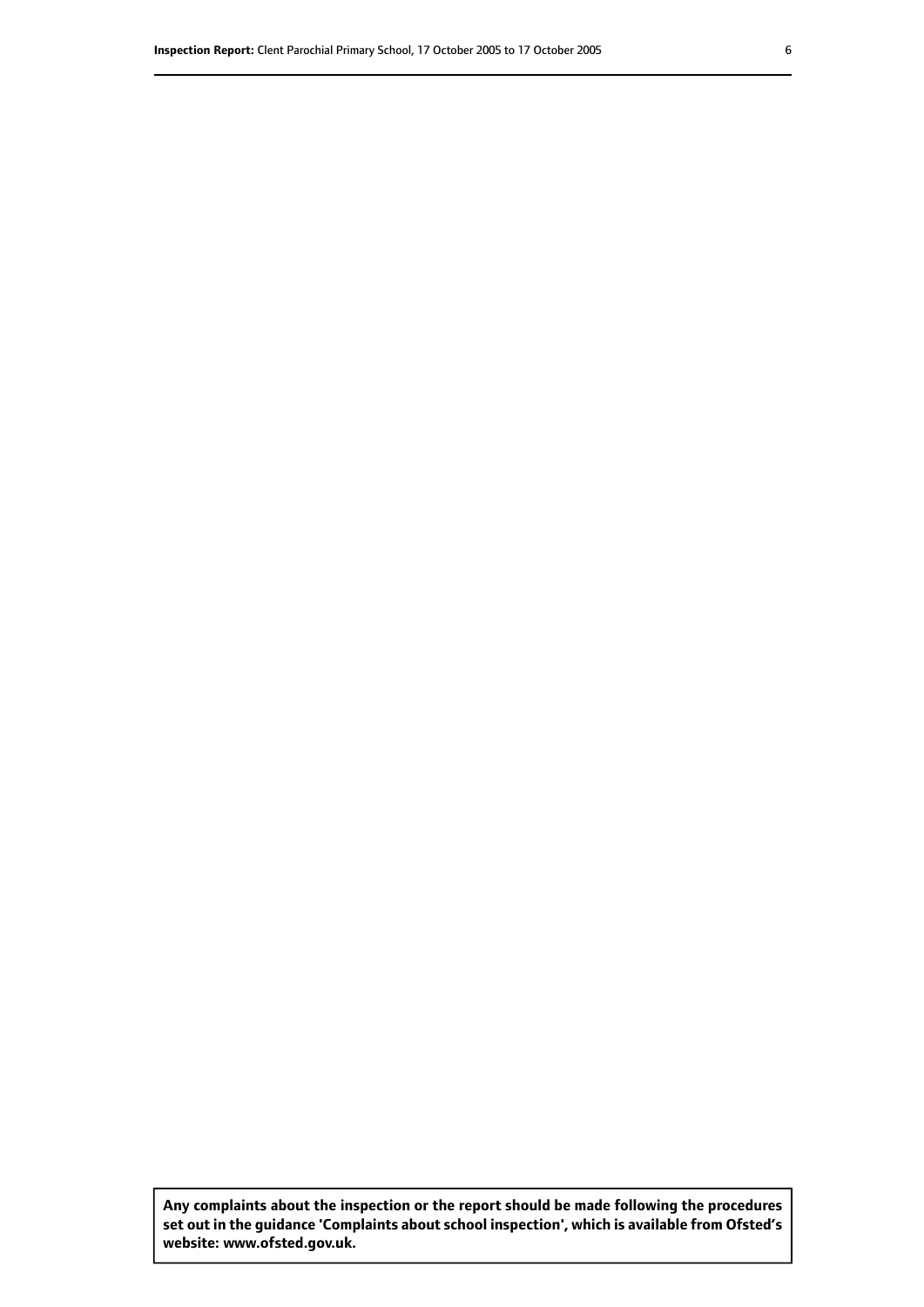**Any complaints about the inspection or the report should be made following the procedures set out in the guidance 'Complaints about school inspection', which is available from Ofsted's website: www.ofsted.gov.uk.**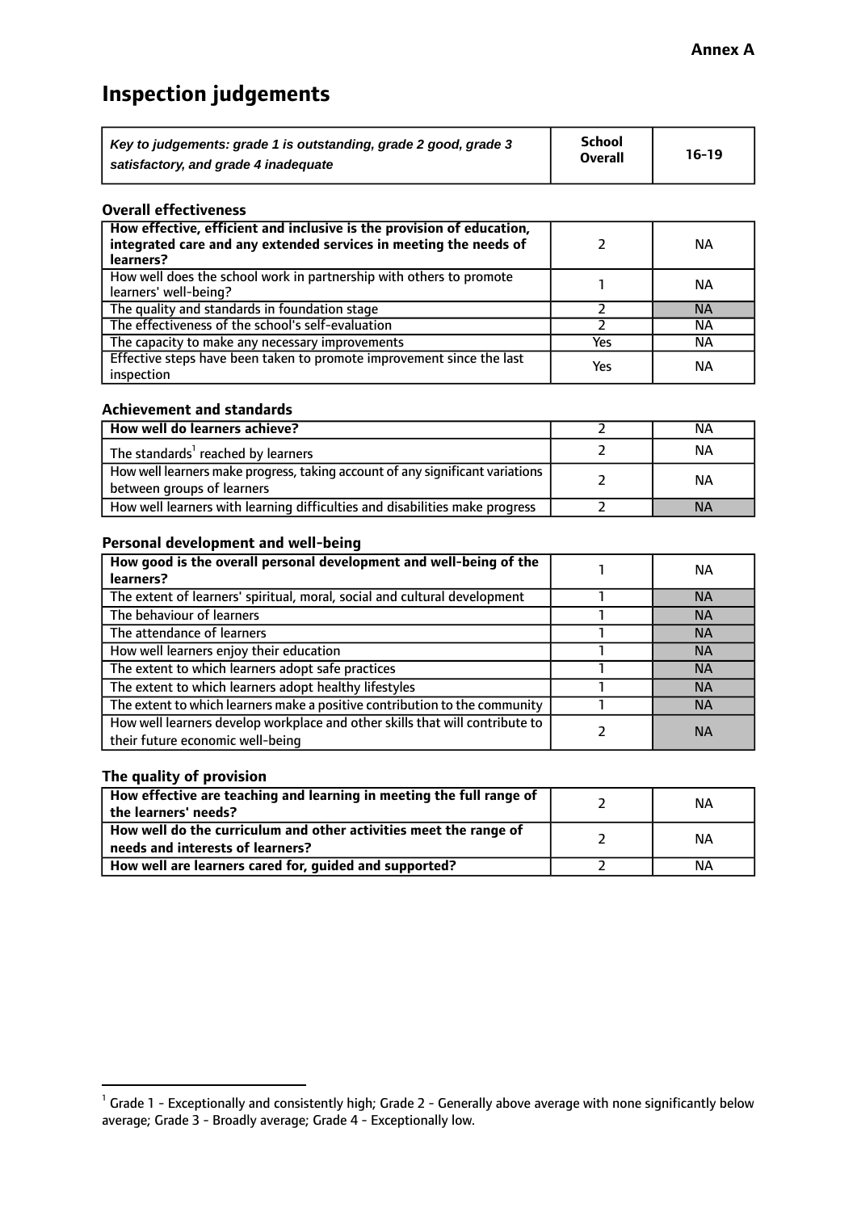**Annex A**

# Inspection judgements

| *Key to judgements: grade 1 is outstanding, grade 2 good, grade 3 satisfactory, and grade 4 inadequate* | School Overall | 16-19 |
|---|---|---|

### Overall effectiveness

| | | |
|---|---|---|
| **How effective, efficient and inclusive is the provision of education, integrated care and any extended services in meeting the needs of learners?** | 2 | NA |
| How well does the school work in partnership with others to promote learners' well-being? | 1 | NA |
| The quality and standards in foundation stage | 2 | NA |
| The effectiveness of the school's self-evaluation | 2 | NA |
| The capacity to make any necessary improvements | Yes | NA |
| Effective steps have been taken to promote improvement since the last inspection | Yes | NA |

### Achievement and standards

| | | |
|---|---|---|
| **How well do learners achieve?** | 2 | NA |
| The standards[1] reached by learners | 2 | NA |
| How well learners make progress, taking account of any significant variations between groups of learners | 2 | NA |
| How well learners with learning difficulties and disabilities make progress | 2 | NA |

### Personal development and well-being

| | | |
|---|---|---|
| **How good is the overall personal development and well-being of the learners?** | 1 | NA |
| The extent of learners' spiritual, moral, social and cultural development | 1 | NA |
| The behaviour of learners | 1 | NA |
| The attendance of learners | 1 | NA |
| How well learners enjoy their education | 1 | NA |
| The extent to which learners adopt safe practices | 1 | NA |
| The extent to which learners adopt healthy lifestyles | 1 | NA |
| The extent to which learners make a positive contribution to the community | 1 | NA |
| How well learners develop workplace and other skills that will contribute to their future economic well-being | 2 | NA |

### The quality of provision

| | | |
|---|---|---|
| **How effective are teaching and learning in meeting the full range of the learners' needs?** | 2 | NA |
| **How well do the curriculum and other activities meet the range of needs and interests of learners?** | 2 | NA |
| **How well are learners cared for, guided and supported?** | 2 | NA |

[1] Grade 1 - Exceptionally and consistently high; Grade 2 - Generally above average with none significantly below average; Grade 3 - Broadly average; Grade 4 - Exceptionally low.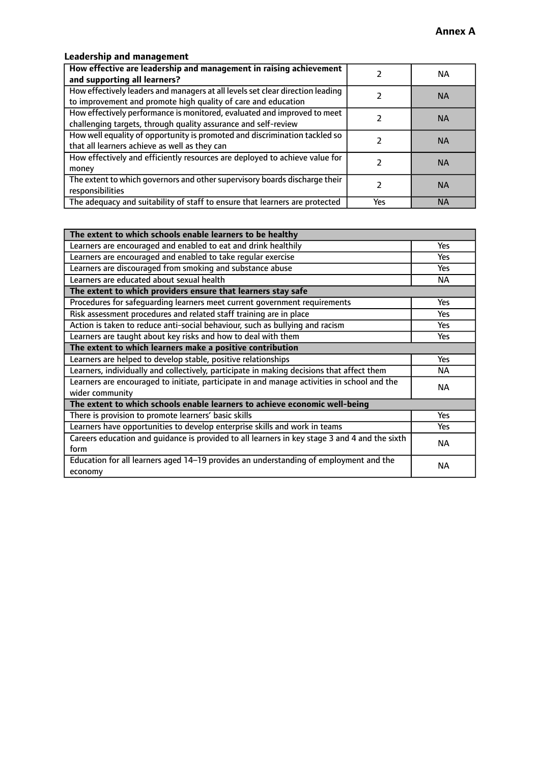**Annex A**

### Leadership and management

| **How effective are leadership and management in raising achievement and supporting all learners?** | 2 | NA |
|---|---|---|
| How effectively leaders and managers at all levels set clear direction leading to improvement and promote high quality of care and education | 2 | NA |
| How effectively performance is monitored, evaluated and improved to meet challenging targets, through quality assurance and self-review | 2 | NA |
| How well equality of opportunity is promoted and discrimination tackled so that all learners achieve as well as they can | 2 | NA |
| How effectively and efficiently resources are deployed to achieve value for money | 2 | NA |
| The extent to which governors and other supervisory boards discharge their responsibilities | 2 | NA |
| The adequacy and suitability of staff to ensure that learners are protected | Yes | NA |

| **The extent to which schools enable learners to be healthy** | |
|---|---|
| Learners are encouraged and enabled to eat and drink healthily | Yes |
| Learners are encouraged and enabled to take regular exercise | Yes |
| Learners are discouraged from smoking and substance abuse | Yes |
| Learners are educated about sexual health | NA |
| **The extent to which providers ensure that learners stay safe** | |
| Procedures for safeguarding learners meet current government requirements | Yes |
| Risk assessment procedures and related staff training are in place | Yes |
| Action is taken to reduce anti-social behaviour, such as bullying and racism | Yes |
| Learners are taught about key risks and how to deal with them | Yes |
| **The extent to which learners make a positive contribution** | |
| Learners are helped to develop stable, positive relationships | Yes |
| Learners, individually and collectively, participate in making decisions that affect them | NA |
| Learners are encouraged to initiate, participate in and manage activities in school and the wider community | NA |
| **The extent to which schools enable learners to achieve economic well-being** | |
| There is provision to promote learners' basic skills | Yes |
| Learners have opportunities to develop enterprise skills and work in teams | Yes |
| Careers education and guidance is provided to all learners in key stage 3 and 4 and the sixth form | NA |
| Education for all learners aged 14–19 provides an understanding of employment and the economy | NA |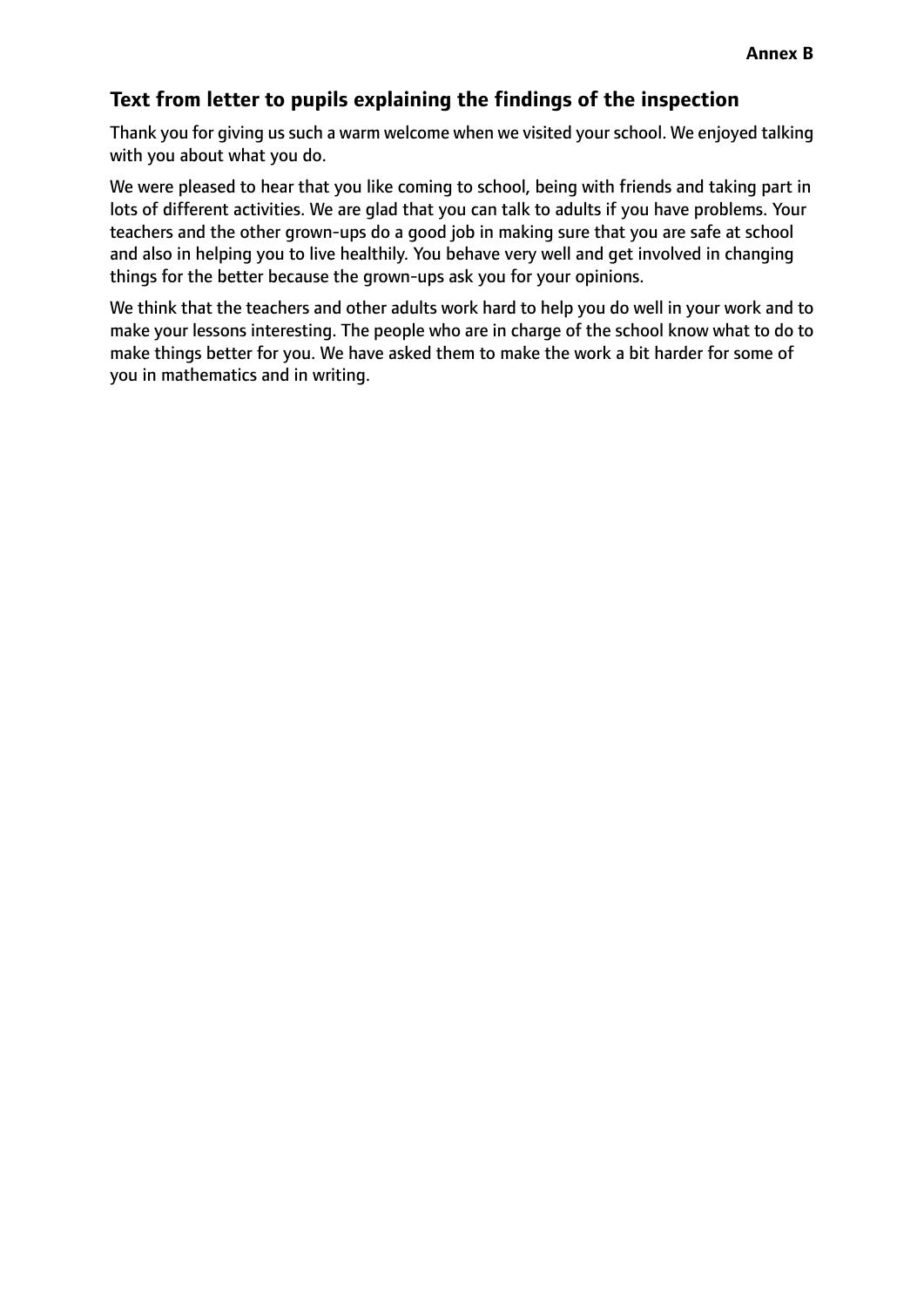**Annex B**

## Text from letter to pupils explaining the findings of the inspection

Thank you for giving us such a warm welcome when we visited your school. We enjoyed talking with you about what you do.

We were pleased to hear that you like coming to school, being with friends and taking part in lots of different activities. We are glad that you can talk to adults if you have problems. Your teachers and the other grown-ups do a good job in making sure that you are safe at school and also in helping you to live healthily. You behave very well and get involved in changing things for the better because the grown-ups ask you for your opinions.

We think that the teachers and other adults work hard to help you do well in your work and to make your lessons interesting. The people who are in charge of the school know what to do to make things better for you. We have asked them to make the work a bit harder for some of you in mathematics and in writing.